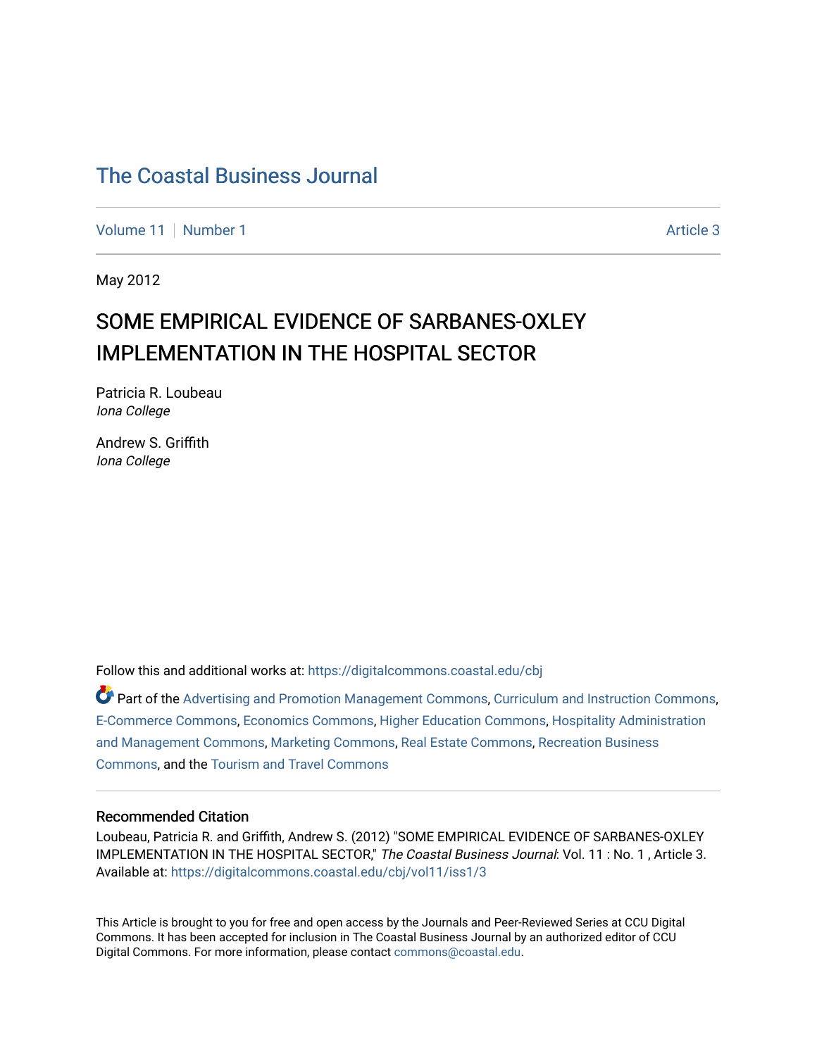# The Coastal Business Journal

Volume 11 | Number 1 Article 3

May 2012

## SOME EMPIRICAL EVIDENCE OF SARBANES-OXLEY IMPLEMENTATION IN THE HOSPITAL SECTOR

Patricia R. Loubeau
*Iona College*

Andrew S. Griffith
*Iona College*

Follow this and additional works at: https://digitalcommons.coastal.edu/cbj

Part of the Advertising and Promotion Management Commons, Curriculum and Instruction Commons, E-Commerce Commons, Economics Commons, Higher Education Commons, Hospitality Administration and Management Commons, Marketing Commons, Real Estate Commons, Recreation Business Commons, and the Tourism and Travel Commons

### Recommended Citation

Loubeau, Patricia R. and Griffith, Andrew S. (2012) "SOME EMPIRICAL EVIDENCE OF SARBANES-OXLEY IMPLEMENTATION IN THE HOSPITAL SECTOR," *The Coastal Business Journal*: Vol. 11 : No. 1 , Article 3.
Available at: https://digitalcommons.coastal.edu/cbj/vol11/iss1/3

This Article is brought to you for free and open access by the Journals and Peer-Reviewed Series at CCU Digital Commons. It has been accepted for inclusion in The Coastal Business Journal by an authorized editor of CCU Digital Commons. For more information, please contact commons@coastal.edu.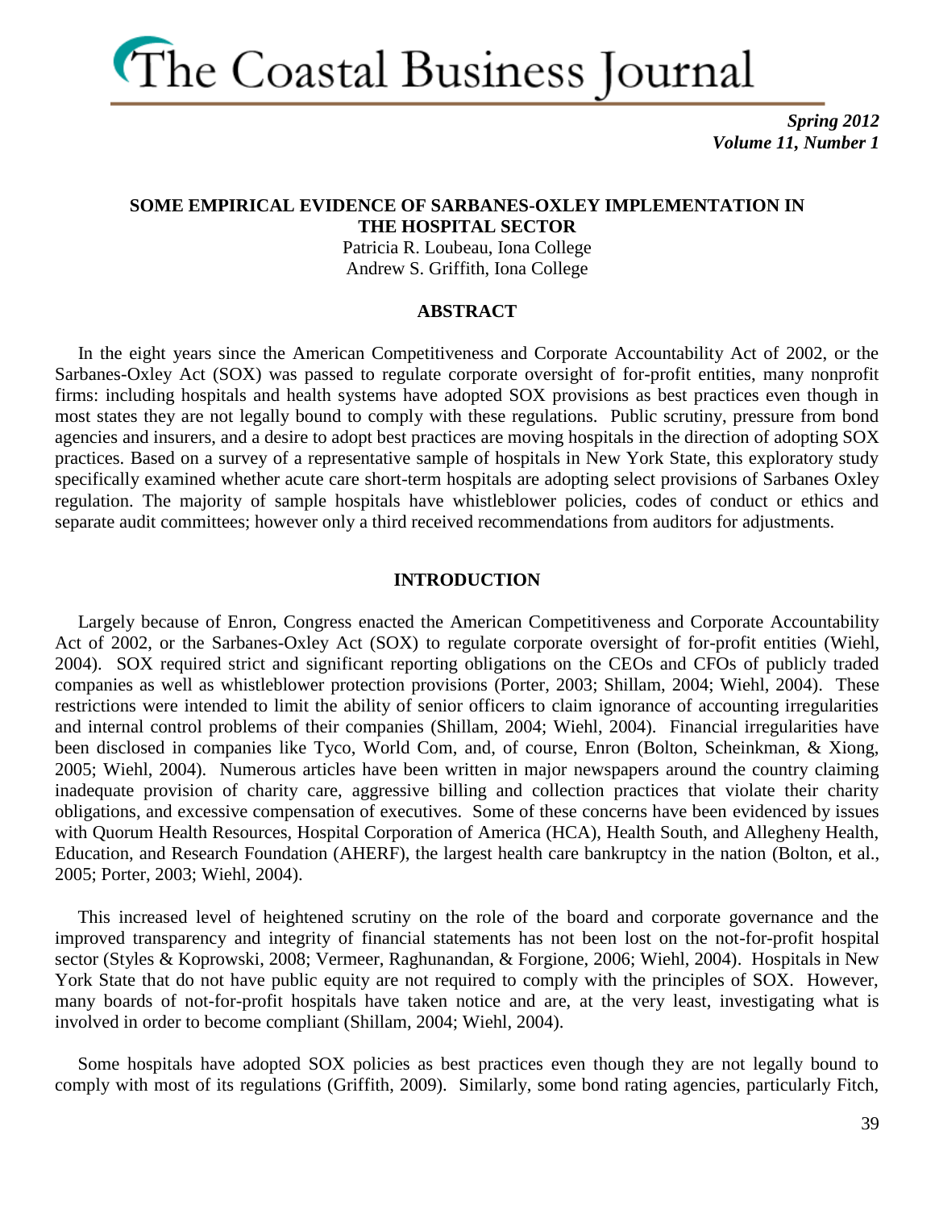# The Coastal Business Journal

*Spring 2012*
*Volume 11, Number 1*

## SOME EMPIRICAL EVIDENCE OF SARBANES-OXLEY IMPLEMENTATION IN THE HOSPITAL SECTOR

Patricia R. Loubeau, Iona College
Andrew S. Griffith, Iona College

### ABSTRACT

In the eight years since the American Competitiveness and Corporate Accountability Act of 2002, or the Sarbanes-Oxley Act (SOX) was passed to regulate corporate oversight of for-profit entities, many nonprofit firms: including hospitals and health systems have adopted SOX provisions as best practices even though in most states they are not legally bound to comply with these regulations. Public scrutiny, pressure from bond agencies and insurers, and a desire to adopt best practices are moving hospitals in the direction of adopting SOX practices. Based on a survey of a representative sample of hospitals in New York State, this exploratory study specifically examined whether acute care short-term hospitals are adopting select provisions of Sarbanes Oxley regulation. The majority of sample hospitals have whistleblower policies, codes of conduct or ethics and separate audit committees; however only a third received recommendations from auditors for adjustments.

### INTRODUCTION

Largely because of Enron, Congress enacted the American Competitiveness and Corporate Accountability Act of 2002, or the Sarbanes-Oxley Act (SOX) to regulate corporate oversight of for-profit entities (Wiehl, 2004). SOX required strict and significant reporting obligations on the CEOs and CFOs of publicly traded companies as well as whistleblower protection provisions (Porter, 2003; Shillam, 2004; Wiehl, 2004). These restrictions were intended to limit the ability of senior officers to claim ignorance of accounting irregularities and internal control problems of their companies (Shillam, 2004; Wiehl, 2004). Financial irregularities have been disclosed in companies like Tyco, World Com, and, of course, Enron (Bolton, Scheinkman, & Xiong, 2005; Wiehl, 2004). Numerous articles have been written in major newspapers around the country claiming inadequate provision of charity care, aggressive billing and collection practices that violate their charity obligations, and excessive compensation of executives. Some of these concerns have been evidenced by issues with Quorum Health Resources, Hospital Corporation of America (HCA), Health South, and Allegheny Health, Education, and Research Foundation (AHERF), the largest health care bankruptcy in the nation (Bolton, et al., 2005; Porter, 2003; Wiehl, 2004).

This increased level of heightened scrutiny on the role of the board and corporate governance and the improved transparency and integrity of financial statements has not been lost on the not-for-profit hospital sector (Styles & Koprowski, 2008; Vermeer, Raghunandan, & Forgione, 2006; Wiehl, 2004). Hospitals in New York State that do not have public equity are not required to comply with the principles of SOX. However, many boards of not-for-profit hospitals have taken notice and are, at the very least, investigating what is involved in order to become compliant (Shillam, 2004; Wiehl, 2004).

Some hospitals have adopted SOX policies as best practices even though they are not legally bound to comply with most of its regulations (Griffith, 2009). Similarly, some bond rating agencies, particularly Fitch,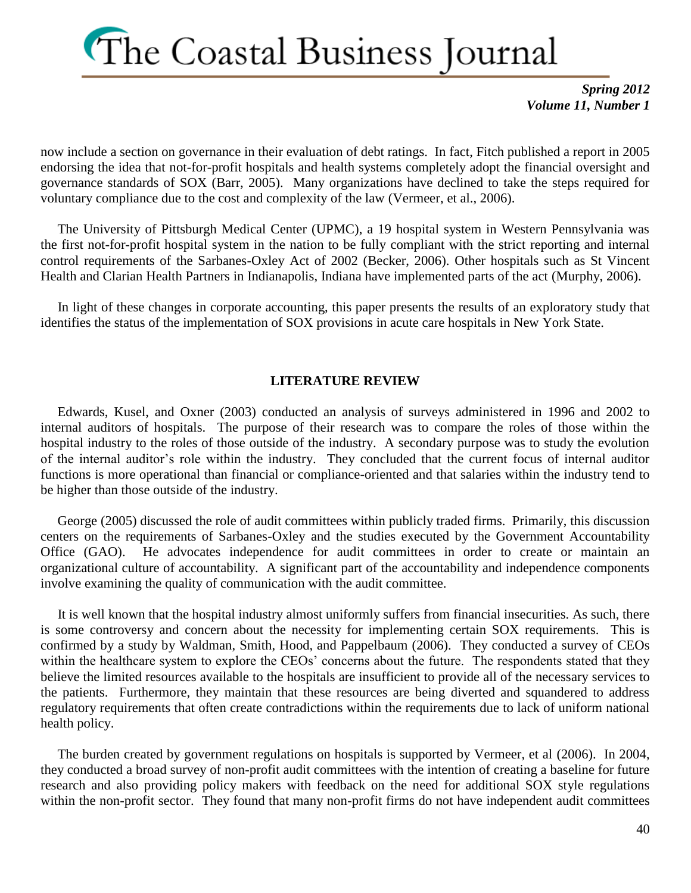now include a section on governance in their evaluation of debt ratings. In fact, Fitch published a report in 2005 endorsing the idea that not-for-profit hospitals and health systems completely adopt the financial oversight and governance standards of SOX (Barr, 2005). Many organizations have declined to take the steps required for voluntary compliance due to the cost and complexity of the law (Vermeer, et al., 2006).

The University of Pittsburgh Medical Center (UPMC), a 19 hospital system in Western Pennsylvania was the first not-for-profit hospital system in the nation to be fully compliant with the strict reporting and internal control requirements of the Sarbanes-Oxley Act of 2002 (Becker, 2006). Other hospitals such as St Vincent Health and Clarian Health Partners in Indianapolis, Indiana have implemented parts of the act (Murphy, 2006).

In light of these changes in corporate accounting, this paper presents the results of an exploratory study that identifies the status of the implementation of SOX provisions in acute care hospitals in New York State.

## LITERATURE REVIEW

Edwards, Kusel, and Oxner (2003) conducted an analysis of surveys administered in 1996 and 2002 to internal auditors of hospitals. The purpose of their research was to compare the roles of those within the hospital industry to the roles of those outside of the industry. A secondary purpose was to study the evolution of the internal auditor's role within the industry. They concluded that the current focus of internal auditor functions is more operational than financial or compliance-oriented and that salaries within the industry tend to be higher than those outside of the industry.

George (2005) discussed the role of audit committees within publicly traded firms. Primarily, this discussion centers on the requirements of Sarbanes-Oxley and the studies executed by the Government Accountability Office (GAO). He advocates independence for audit committees in order to create or maintain an organizational culture of accountability. A significant part of the accountability and independence components involve examining the quality of communication with the audit committee.

It is well known that the hospital industry almost uniformly suffers from financial insecurities. As such, there is some controversy and concern about the necessity for implementing certain SOX requirements. This is confirmed by a study by Waldman, Smith, Hood, and Pappelbaum (2006). They conducted a survey of CEOs within the healthcare system to explore the CEOs' concerns about the future. The respondents stated that they believe the limited resources available to the hospitals are insufficient to provide all of the necessary services to the patients. Furthermore, they maintain that these resources are being diverted and squandered to address regulatory requirements that often create contradictions within the requirements due to lack of uniform national health policy.

The burden created by government regulations on hospitals is supported by Vermeer, et al (2006). In 2004, they conducted a broad survey of non-profit audit committees with the intention of creating a baseline for future research and also providing policy makers with feedback on the need for additional SOX style regulations within the non-profit sector. They found that many non-profit firms do not have independent audit committees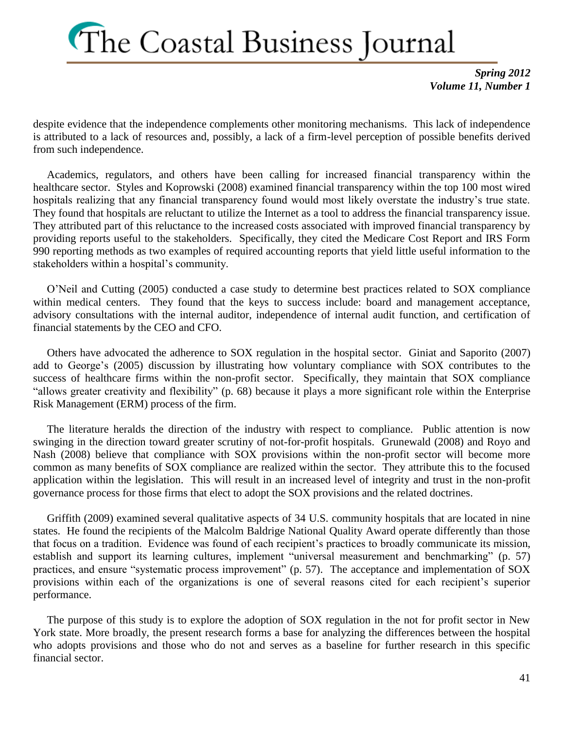despite evidence that the independence complements other monitoring mechanisms. This lack of independence is attributed to a lack of resources and, possibly, a lack of a firm-level perception of possible benefits derived from such independence.

Academics, regulators, and others have been calling for increased financial transparency within the healthcare sector. Styles and Koprowski (2008) examined financial transparency within the top 100 most wired hospitals realizing that any financial transparency found would most likely overstate the industry's true state. They found that hospitals are reluctant to utilize the Internet as a tool to address the financial transparency issue. They attributed part of this reluctance to the increased costs associated with improved financial transparency by providing reports useful to the stakeholders. Specifically, they cited the Medicare Cost Report and IRS Form 990 reporting methods as two examples of required accounting reports that yield little useful information to the stakeholders within a hospital's community.

O'Neil and Cutting (2005) conducted a case study to determine best practices related to SOX compliance within medical centers. They found that the keys to success include: board and management acceptance, advisory consultations with the internal auditor, independence of internal audit function, and certification of financial statements by the CEO and CFO.

Others have advocated the adherence to SOX regulation in the hospital sector. Giniat and Saporito (2007) add to George's (2005) discussion by illustrating how voluntary compliance with SOX contributes to the success of healthcare firms within the non-profit sector. Specifically, they maintain that SOX compliance "allows greater creativity and flexibility" (p. 68) because it plays a more significant role within the Enterprise Risk Management (ERM) process of the firm.

The literature heralds the direction of the industry with respect to compliance. Public attention is now swinging in the direction toward greater scrutiny of not-for-profit hospitals. Grunewald (2008) and Royo and Nash (2008) believe that compliance with SOX provisions within the non-profit sector will become more common as many benefits of SOX compliance are realized within the sector. They attribute this to the focused application within the legislation. This will result in an increased level of integrity and trust in the non-profit governance process for those firms that elect to adopt the SOX provisions and the related doctrines.

Griffith (2009) examined several qualitative aspects of 34 U.S. community hospitals that are located in nine states. He found the recipients of the Malcolm Baldrige National Quality Award operate differently than those that focus on a tradition. Evidence was found of each recipient's practices to broadly communicate its mission, establish and support its learning cultures, implement "universal measurement and benchmarking" (p. 57) practices, and ensure "systematic process improvement" (p. 57). The acceptance and implementation of SOX provisions within each of the organizations is one of several reasons cited for each recipient's superior performance.

The purpose of this study is to explore the adoption of SOX regulation in the not for profit sector in New York state. More broadly, the present research forms a base for analyzing the differences between the hospital who adopts provisions and those who do not and serves as a baseline for further research in this specific financial sector.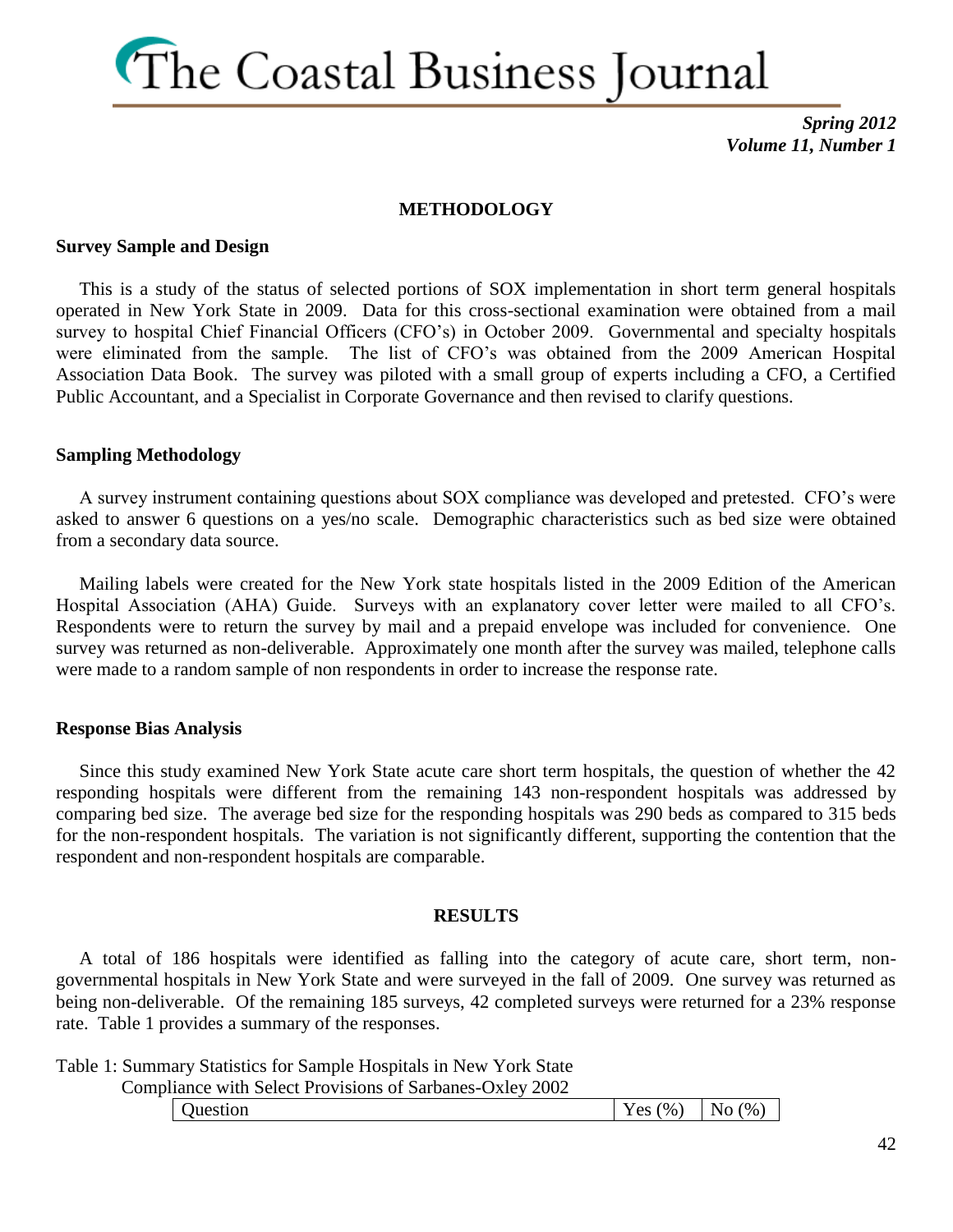## METHODOLOGY

### Survey Sample and Design

This is a study of the status of selected portions of SOX implementation in short term general hospitals operated in New York State in 2009. Data for this cross-sectional examination were obtained from a mail survey to hospital Chief Financial Officers (CFO's) in October 2009. Governmental and specialty hospitals were eliminated from the sample. The list of CFO's was obtained from the 2009 American Hospital Association Data Book. The survey was piloted with a small group of experts including a CFO, a Certified Public Accountant, and a Specialist in Corporate Governance and then revised to clarify questions.

### Sampling Methodology

A survey instrument containing questions about SOX compliance was developed and pretested. CFO's were asked to answer 6 questions on a yes/no scale. Demographic characteristics such as bed size were obtained from a secondary data source.

Mailing labels were created for the New York state hospitals listed in the 2009 Edition of the American Hospital Association (AHA) Guide. Surveys with an explanatory cover letter were mailed to all CFO's. Respondents were to return the survey by mail and a prepaid envelope was included for convenience. One survey was returned as non-deliverable. Approximately one month after the survey was mailed, telephone calls were made to a random sample of non respondents in order to increase the response rate.

### Response Bias Analysis

Since this study examined New York State acute care short term hospitals, the question of whether the 42 responding hospitals were different from the remaining 143 non-respondent hospitals was addressed by comparing bed size. The average bed size for the responding hospitals was 290 beds as compared to 315 beds for the non-respondent hospitals. The variation is not significantly different, supporting the contention that the respondent and non-respondent hospitals are comparable.

## RESULTS

A total of 186 hospitals were identified as falling into the category of acute care, short term, non-governmental hospitals in New York State and were surveyed in the fall of 2009. One survey was returned as being non-deliverable. Of the remaining 185 surveys, 42 completed surveys were returned for a 23% response rate. Table 1 provides a summary of the responses.

Table 1: Summary Statistics for Sample Hospitals in New York State
Compliance with Select Provisions of Sarbanes-Oxley 2002

| Question | Yes (%) | No (%) |
|---|---|---|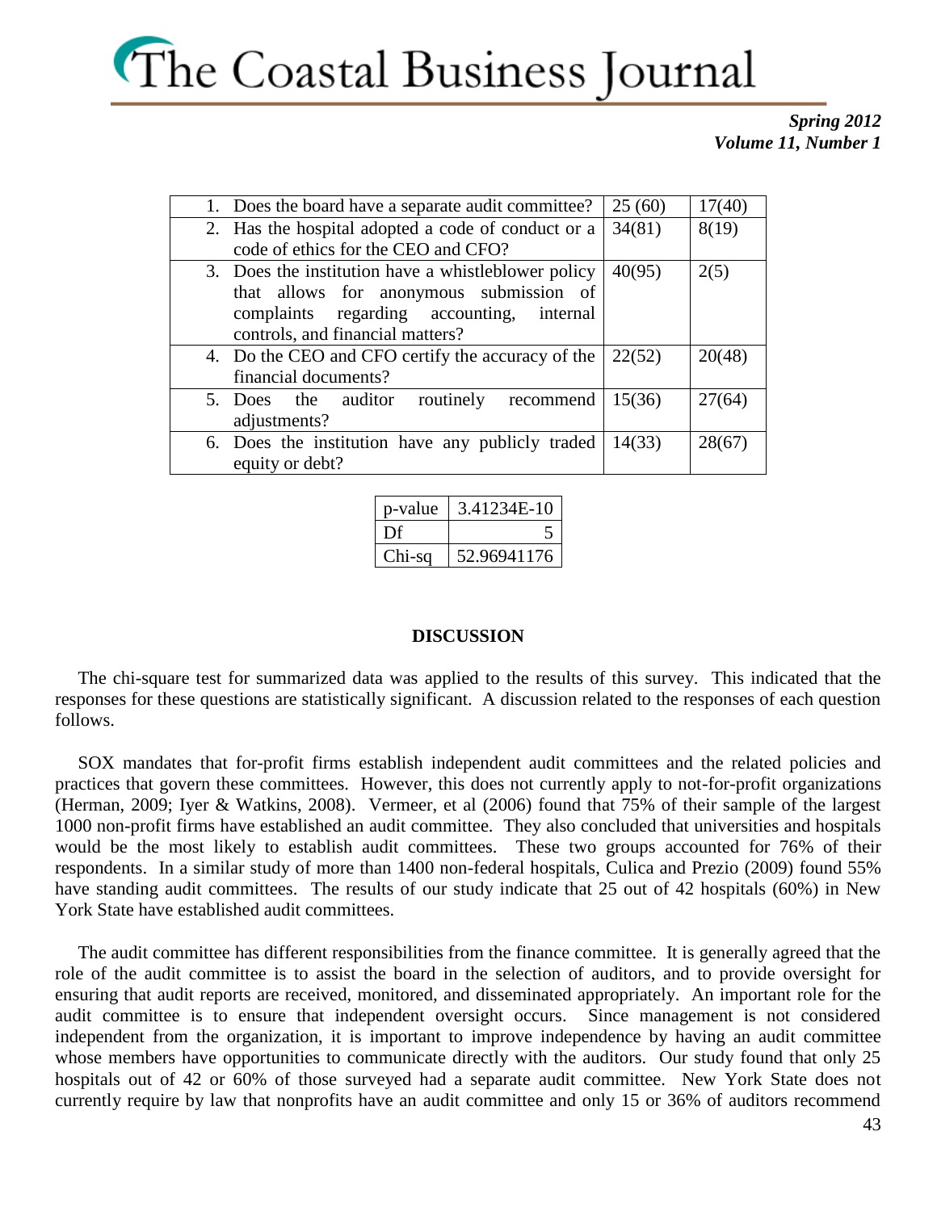| | | |
|---|---|---|
| 1. Does the board have a separate audit committee? | 25 (60) | 17(40) |
| 2. Has the hospital adopted a code of conduct or a code of ethics for the CEO and CFO? | 34(81) | 8(19) |
| 3. Does the institution have a whistleblower policy that allows for anonymous submission of complaints regarding accounting, internal controls, and financial matters? | 40(95) | 2(5) |
| 4. Do the CEO and CFO certify the accuracy of the financial documents? | 22(52) | 20(48) |
| 5. Does the auditor routinely recommend adjustments? | 15(36) | 27(64) |
| 6. Does the institution have any publicly traded equity or debt? | 14(33) | 28(67) |

| | |
|---|---|
| p-value | 3.41234E-10 |
| Df | 5 |
| Chi-sq | 52.96941176 |

## DISCUSSION

The chi-square test for summarized data was applied to the results of this survey. This indicated that the responses for these questions are statistically significant. A discussion related to the responses of each question follows.

SOX mandates that for-profit firms establish independent audit committees and the related policies and practices that govern these committees. However, this does not currently apply to not-for-profit organizations (Herman, 2009; Iyer & Watkins, 2008). Vermeer, et al (2006) found that 75% of their sample of the largest 1000 non-profit firms have established an audit committee. They also concluded that universities and hospitals would be the most likely to establish audit committees. These two groups accounted for 76% of their respondents. In a similar study of more than 1400 non-federal hospitals, Culica and Prezio (2009) found 55% have standing audit committees. The results of our study indicate that 25 out of 42 hospitals (60%) in New York State have established audit committees.

The audit committee has different responsibilities from the finance committee. It is generally agreed that the role of the audit committee is to assist the board in the selection of auditors, and to provide oversight for ensuring that audit reports are received, monitored, and disseminated appropriately. An important role for the audit committee is to ensure that independent oversight occurs. Since management is not considered independent from the organization, it is important to improve independence by having an audit committee whose members have opportunities to communicate directly with the auditors. Our study found that only 25 hospitals out of 42 or 60% of those surveyed had a separate audit committee. New York State does not currently require by law that nonprofits have an audit committee and only 15 or 36% of auditors recommend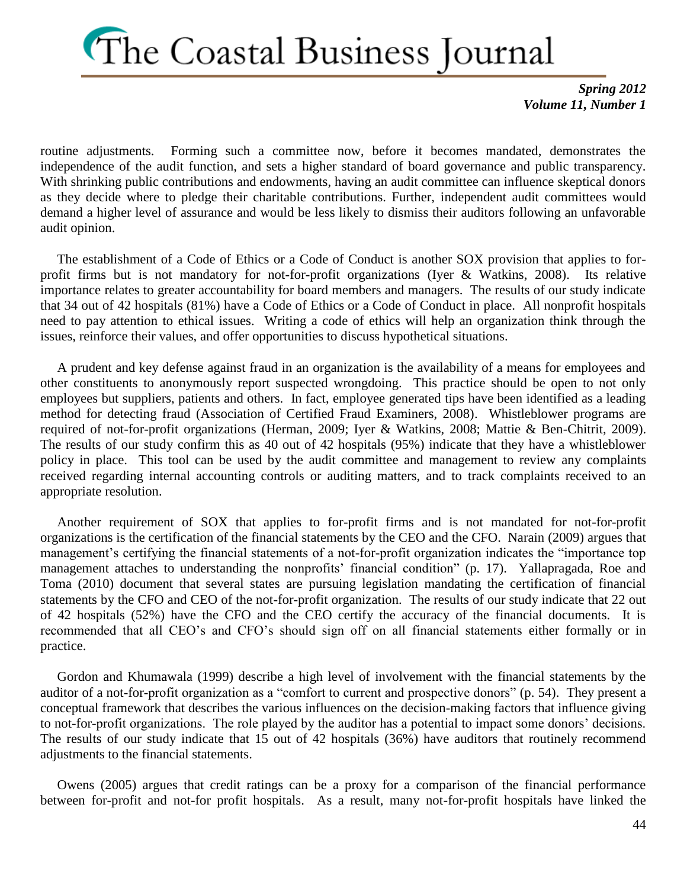routine adjustments. Forming such a committee now, before it becomes mandated, demonstrates the independence of the audit function, and sets a higher standard of board governance and public transparency. With shrinking public contributions and endowments, having an audit committee can influence skeptical donors as they decide where to pledge their charitable contributions. Further, independent audit committees would demand a higher level of assurance and would be less likely to dismiss their auditors following an unfavorable audit opinion.

The establishment of a Code of Ethics or a Code of Conduct is another SOX provision that applies to for-profit firms but is not mandatory for not-for-profit organizations (Iyer & Watkins, 2008). Its relative importance relates to greater accountability for board members and managers. The results of our study indicate that 34 out of 42 hospitals (81%) have a Code of Ethics or a Code of Conduct in place. All nonprofit hospitals need to pay attention to ethical issues. Writing a code of ethics will help an organization think through the issues, reinforce their values, and offer opportunities to discuss hypothetical situations.

A prudent and key defense against fraud in an organization is the availability of a means for employees and other constituents to anonymously report suspected wrongdoing. This practice should be open to not only employees but suppliers, patients and others. In fact, employee generated tips have been identified as a leading method for detecting fraud (Association of Certified Fraud Examiners, 2008). Whistleblower programs are required of not-for-profit organizations (Herman, 2009; Iyer & Watkins, 2008; Mattie & Ben-Chitrit, 2009). The results of our study confirm this as 40 out of 42 hospitals (95%) indicate that they have a whistleblower policy in place. This tool can be used by the audit committee and management to review any complaints received regarding internal accounting controls or auditing matters, and to track complaints received to an appropriate resolution.

Another requirement of SOX that applies to for-profit firms and is not mandated for not-for-profit organizations is the certification of the financial statements by the CEO and the CFO. Narain (2009) argues that management's certifying the financial statements of a not-for-profit organization indicates the "importance top management attaches to understanding the nonprofits' financial condition" (p. 17). Yallapragada, Roe and Toma (2010) document that several states are pursuing legislation mandating the certification of financial statements by the CFO and CEO of the not-for-profit organization. The results of our study indicate that 22 out of 42 hospitals (52%) have the CFO and the CEO certify the accuracy of the financial documents. It is recommended that all CEO's and CFO's should sign off on all financial statements either formally or in practice.

Gordon and Khumawala (1999) describe a high level of involvement with the financial statements by the auditor of a not-for-profit organization as a "comfort to current and prospective donors" (p. 54). They present a conceptual framework that describes the various influences on the decision-making factors that influence giving to not-for-profit organizations. The role played by the auditor has a potential to impact some donors' decisions. The results of our study indicate that 15 out of 42 hospitals (36%) have auditors that routinely recommend adjustments to the financial statements.

Owens (2005) argues that credit ratings can be a proxy for a comparison of the financial performance between for-profit and not-for profit hospitals. As a result, many not-for-profit hospitals have linked the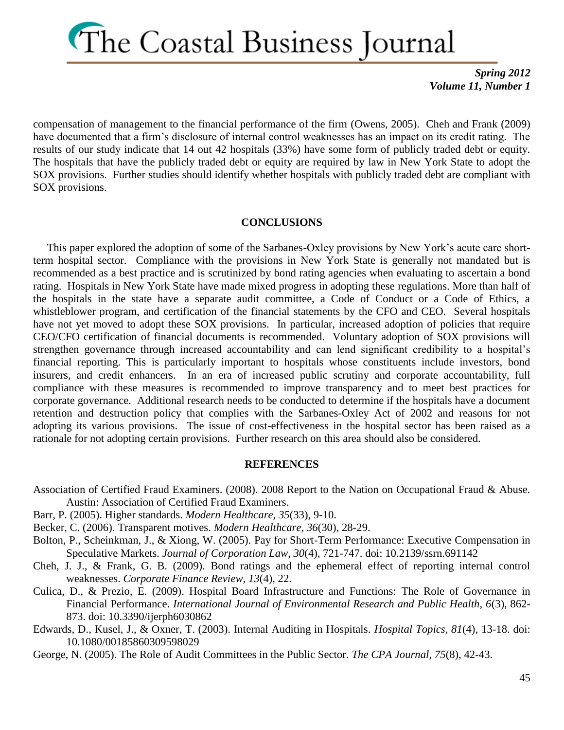compensation of management to the financial performance of the firm (Owens, 2005). Cheh and Frank (2009) have documented that a firm's disclosure of internal control weaknesses has an impact on its credit rating. The results of our study indicate that 14 out 42 hospitals (33%) have some form of publicly traded debt or equity. The hospitals that have the publicly traded debt or equity are required by law in New York State to adopt the SOX provisions. Further studies should identify whether hospitals with publicly traded debt are compliant with SOX provisions.

## CONCLUSIONS

This paper explored the adoption of some of the Sarbanes-Oxley provisions by New York's acute care short-term hospital sector. Compliance with the provisions in New York State is generally not mandated but is recommended as a best practice and is scrutinized by bond rating agencies when evaluating to ascertain a bond rating. Hospitals in New York State have made mixed progress in adopting these regulations. More than half of the hospitals in the state have a separate audit committee, a Code of Conduct or a Code of Ethics, a whistleblower program, and certification of the financial statements by the CFO and CEO. Several hospitals have not yet moved to adopt these SOX provisions. In particular, increased adoption of policies that require CEO/CFO certification of financial documents is recommended. Voluntary adoption of SOX provisions will strengthen governance through increased accountability and can lend significant credibility to a hospital's financial reporting. This is particularly important to hospitals whose constituents include investors, bond insurers, and credit enhancers. In an era of increased public scrutiny and corporate accountability, full compliance with these measures is recommended to improve transparency and to meet best practices for corporate governance. Additional research needs to be conducted to determine if the hospitals have a document retention and destruction policy that complies with the Sarbanes-Oxley Act of 2002 and reasons for not adopting its various provisions. The issue of cost-effectiveness in the hospital sector has been raised as a rationale for not adopting certain provisions. Further research on this area should also be considered.

## REFERENCES

Association of Certified Fraud Examiners. (2008). 2008 Report to the Nation on Occupational Fraud & Abuse. Austin: Association of Certified Fraud Examiners.

Barr, P. (2005). Higher standards. *Modern Healthcare, 35*(33), 9-10.

Becker, C. (2006). Transparent motives. *Modern Healthcare, 36*(30), 28-29.

Bolton, P., Scheinkman, J., & Xiong, W. (2005). Pay for Short-Term Performance: Executive Compensation in Speculative Markets. *Journal of Corporation Law, 30*(4), 721-747. doi: 10.2139/ssrn.691142

Cheh, J. J., & Frank, G. B. (2009). Bond ratings and the ephemeral effect of reporting internal control weaknesses. *Corporate Finance Review, 13*(4), 22.

Culica, D., & Prezio, E. (2009). Hospital Board Infrastructure and Functions: The Role of Governance in Financial Performance. *International Journal of Environmental Research and Public Health, 6*(3), 862-873. doi: 10.3390/ijerph6030862

Edwards, D., Kusel, J., & Oxner, T. (2003). Internal Auditing in Hospitals. *Hospital Topics, 81*(4), 13-18. doi: 10.1080/00185860309598029

George, N. (2005). The Role of Audit Committees in the Public Sector. *The CPA Journal, 75*(8), 42-43.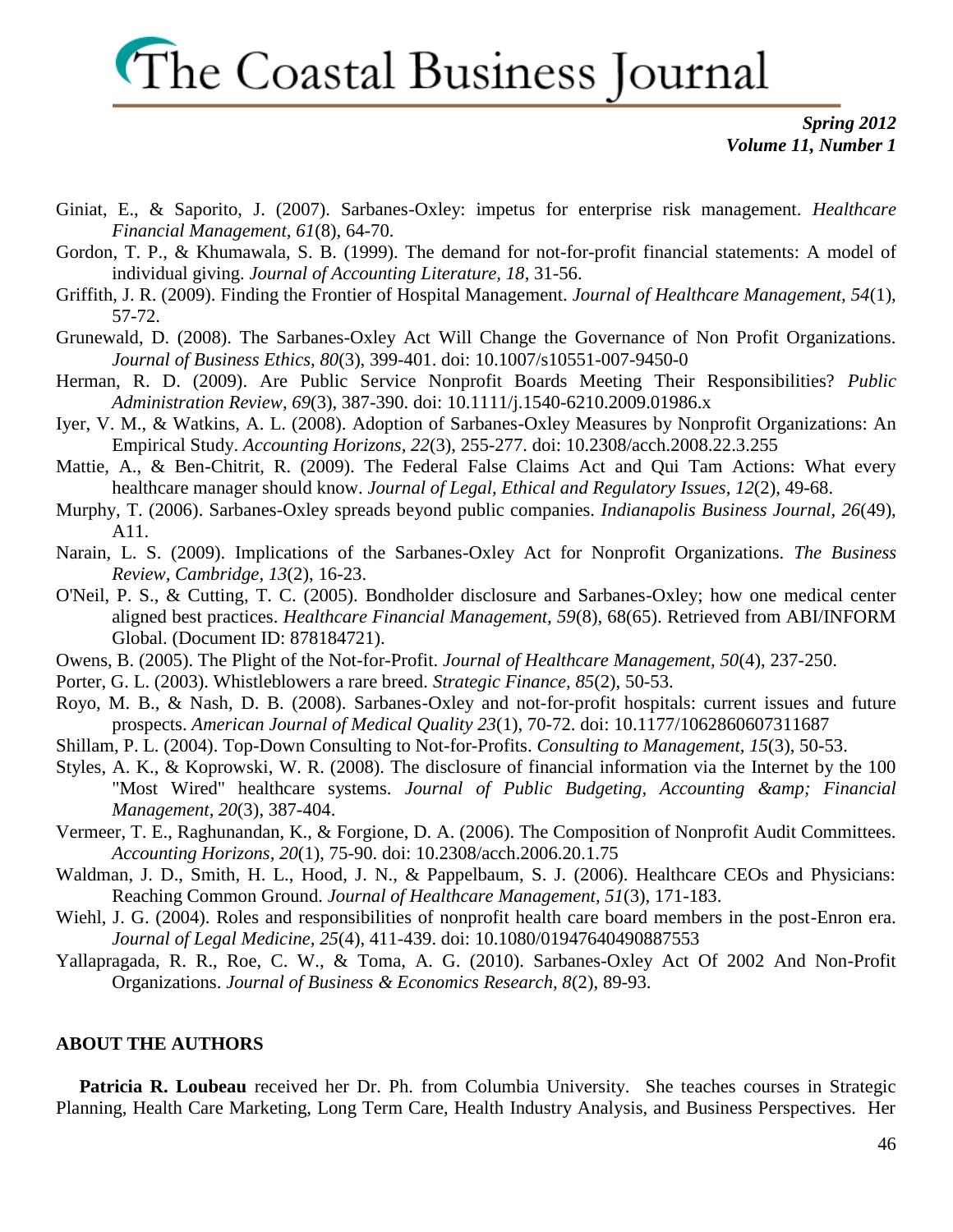Giniat, E., & Saporito, J. (2007). Sarbanes-Oxley: impetus for enterprise risk management. *Healthcare Financial Management, 61*(8), 64-70.

Gordon, T. P., & Khumawala, S. B. (1999). The demand for not-for-profit financial statements: A model of individual giving. *Journal of Accounting Literature, 18*, 31-56.

Griffith, J. R. (2009). Finding the Frontier of Hospital Management. *Journal of Healthcare Management, 54*(1), 57-72.

Grunewald, D. (2008). The Sarbanes-Oxley Act Will Change the Governance of Non Profit Organizations. *Journal of Business Ethics, 80*(3), 399-401. doi: 10.1007/s10551-007-9450-0

Herman, R. D. (2009). Are Public Service Nonprofit Boards Meeting Their Responsibilities? *Public Administration Review, 69*(3), 387-390. doi: 10.1111/j.1540-6210.2009.01986.x

Iyer, V. M., & Watkins, A. L. (2008). Adoption of Sarbanes-Oxley Measures by Nonprofit Organizations: An Empirical Study. *Accounting Horizons, 22*(3), 255-277. doi: 10.2308/acch.2008.22.3.255

Mattie, A., & Ben-Chitrit, R. (2009). The Federal False Claims Act and Qui Tam Actions: What every healthcare manager should know. *Journal of Legal, Ethical and Regulatory Issues, 12*(2), 49-68.

Murphy, T. (2006). Sarbanes-Oxley spreads beyond public companies. *Indianapolis Business Journal, 26*(49), A11.

Narain, L. S. (2009). Implications of the Sarbanes-Oxley Act for Nonprofit Organizations. *The Business Review, Cambridge, 13*(2), 16-23.

O'Neil, P. S., & Cutting, T. C. (2005). Bondholder disclosure and Sarbanes-Oxley; how one medical center aligned best practices. *Healthcare Financial Management, 59*(8), 68(65). Retrieved from ABI/INFORM Global. (Document ID: 878184721).

Owens, B. (2005). The Plight of the Not-for-Profit. *Journal of Healthcare Management, 50*(4), 237-250.

Porter, G. L. (2003). Whistleblowers a rare breed. *Strategic Finance, 85*(2), 50-53.

Royo, M. B., & Nash, D. B. (2008). Sarbanes-Oxley and not-for-profit hospitals: current issues and future prospects. *American Journal of Medical Quality 23*(1), 70-72. doi: 10.1177/1062860607311687

Shillam, P. L. (2004). Top-Down Consulting to Not-for-Profits. *Consulting to Management, 15*(3), 50-53.

Styles, A. K., & Koprowski, W. R. (2008). The disclosure of financial information via the Internet by the 100 "Most Wired" healthcare systems. *Journal of Public Budgeting, Accounting &amp; Financial Management, 20*(3), 387-404.

Vermeer, T. E., Raghunandan, K., & Forgione, D. A. (2006). The Composition of Nonprofit Audit Committees. *Accounting Horizons, 20*(1), 75-90. doi: 10.2308/acch.2006.20.1.75

Waldman, J. D., Smith, H. L., Hood, J. N., & Pappelbaum, S. J. (2006). Healthcare CEOs and Physicians: Reaching Common Ground. *Journal of Healthcare Management, 51*(3), 171-183.

Wiehl, J. G. (2004). Roles and responsibilities of nonprofit health care board members in the post-Enron era. *Journal of Legal Medicine, 25*(4), 411-439. doi: 10.1080/01947640490887553

Yallapragada, R. R., Roe, C. W., & Toma, A. G. (2010). Sarbanes-Oxley Act Of 2002 And Non-Profit Organizations. *Journal of Business & Economics Research, 8*(2), 89-93.

## ABOUT THE AUTHORS

**Patricia R. Loubeau** received her Dr. Ph. from Columbia University. She teaches courses in Strategic Planning, Health Care Marketing, Long Term Care, Health Industry Analysis, and Business Perspectives. Her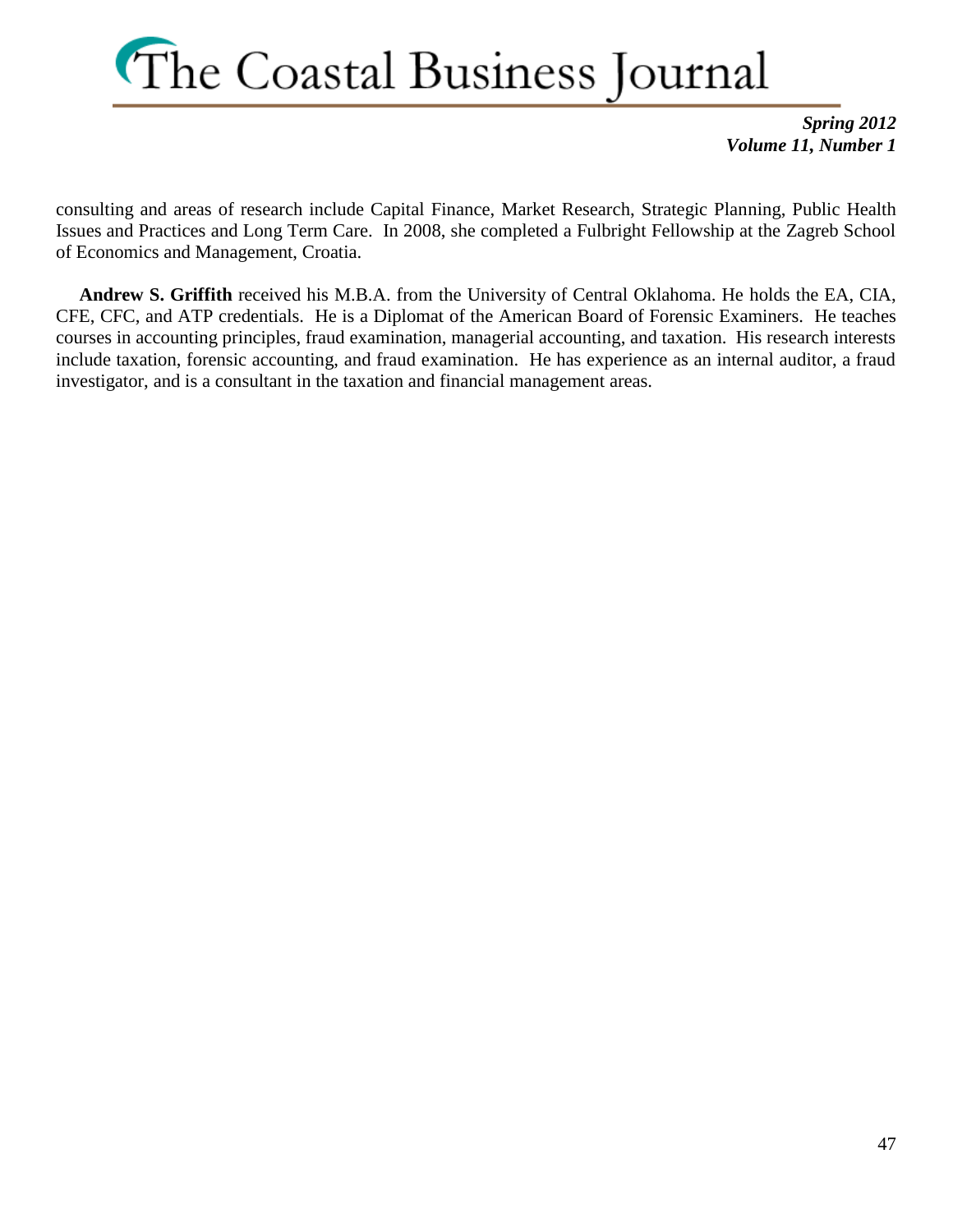consulting and areas of research include Capital Finance, Market Research, Strategic Planning, Public Health Issues and Practices and Long Term Care. In 2008, she completed a Fulbright Fellowship at the Zagreb School of Economics and Management, Croatia.

**Andrew S. Griffith** received his M.B.A. from the University of Central Oklahoma. He holds the EA, CIA, CFE, CFC, and ATP credentials. He is a Diplomat of the American Board of Forensic Examiners. He teaches courses in accounting principles, fraud examination, managerial accounting, and taxation. His research interests include taxation, forensic accounting, and fraud examination. He has experience as an internal auditor, a fraud investigator, and is a consultant in the taxation and financial management areas.